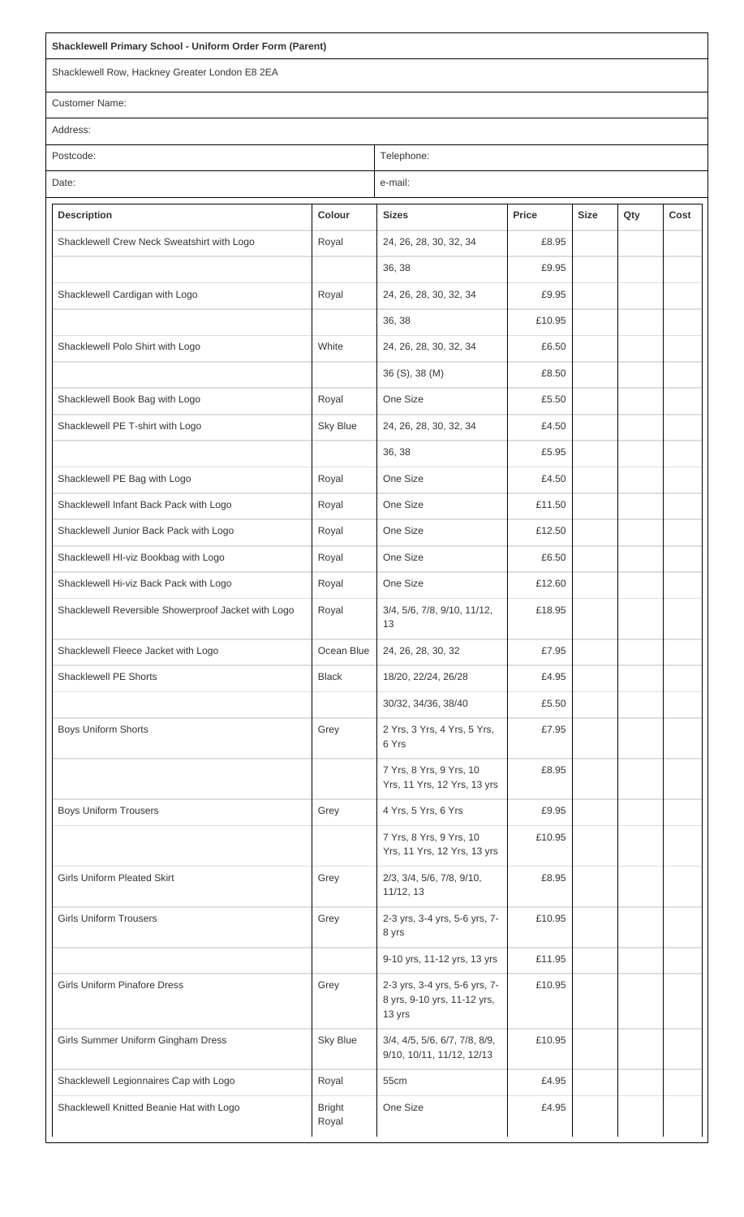**Shacklewell Primary School - Uniform Order Form (Parent)**

Shacklewell Row, Hackney Greater London E8 2EA

Customer Name:

Address:

| Postcode: | Telephone: |
|---|---|
| Date: | e-mail: |

| Description | Colour | Sizes | Price | Size | Qty | Cost |
|---|---|---|---|---|---|---|
| Shacklewell Crew Neck Sweatshirt with Logo | Royal | 24, 26, 28, 30, 32, 34 | £8.95 | | | |
| | | 36, 38 | £9.95 | | | |
| Shacklewell Cardigan with Logo | Royal | 24, 26, 28, 30, 32, 34 | £9.95 | | | |
| | | 36, 38 | £10.95 | | | |
| Shacklewell Polo Shirt with Logo | White | 24, 26, 28, 30, 32, 34 | £6.50 | | | |
| | | 36 (S), 38 (M) | £8.50 | | | |
| Shacklewell Book Bag with Logo | Royal | One Size | £5.50 | | | |
| Shacklewell PE T-shirt with Logo | Sky Blue | 24, 26, 28, 30, 32, 34 | £4.50 | | | |
| | | 36, 38 | £5.95 | | | |
| Shacklewell PE Bag with Logo | Royal | One Size | £4.50 | | | |
| Shacklewell Infant Back Pack with Logo | Royal | One Size | £11.50 | | | |
| Shacklewell Junior Back Pack with Logo | Royal | One Size | £12.50 | | | |
| Shacklewell HI-viz Bookbag with Logo | Royal | One Size | £6.50 | | | |
| Shacklewell Hi-viz Back Pack with Logo | Royal | One Size | £12.60 | | | |
| Shacklewell Reversible Showerproof Jacket with Logo | Royal | 3/4, 5/6, 7/8, 9/10, 11/12, 13 | £18.95 | | | |
| Shacklewell Fleece Jacket with Logo | Ocean Blue | 24, 26, 28, 30, 32 | £7.95 | | | |
| Shacklewell PE Shorts | Black | 18/20, 22/24, 26/28 | £4.95 | | | |
| | | 30/32, 34/36, 38/40 | £5.50 | | | |
| Boys Uniform Shorts | Grey | 2 Yrs, 3 Yrs, 4 Yrs, 5 Yrs, 6 Yrs | £7.95 | | | |
| | | 7 Yrs, 8 Yrs, 9 Yrs, 10 Yrs, 11 Yrs, 12 Yrs, 13 yrs | £8.95 | | | |
| Boys Uniform Trousers | Grey | 4 Yrs, 5 Yrs, 6 Yrs | £9.95 | | | |
| | | 7 Yrs, 8 Yrs, 9 Yrs, 10 Yrs, 11 Yrs, 12 Yrs, 13 yrs | £10.95 | | | |
| Girls Uniform Pleated Skirt | Grey | 2/3, 3/4, 5/6, 7/8, 9/10, 11/12, 13 | £8.95 | | | |
| Girls Uniform Trousers | Grey | 2-3 yrs, 3-4 yrs, 5-6 yrs, 7-8 yrs | £10.95 | | | |
| | | 9-10 yrs, 11-12 yrs, 13 yrs | £11.95 | | | |
| Girls Uniform Pinafore Dress | Grey | 2-3 yrs, 3-4 yrs, 5-6 yrs, 7-8 yrs, 9-10 yrs, 11-12 yrs, 13 yrs | £10.95 | | | |
| Girls Summer Uniform Gingham Dress | Sky Blue | 3/4, 4/5, 5/6, 6/7, 7/8, 8/9, 9/10, 10/11, 11/12, 12/13 | £10.95 | | | |
| Shacklewell Legionnaires Cap with Logo | Royal | 55cm | £4.95 | | | |
| Shacklewell Knitted Beanie Hat with Logo | Bright Royal | One Size | £4.95 | | | |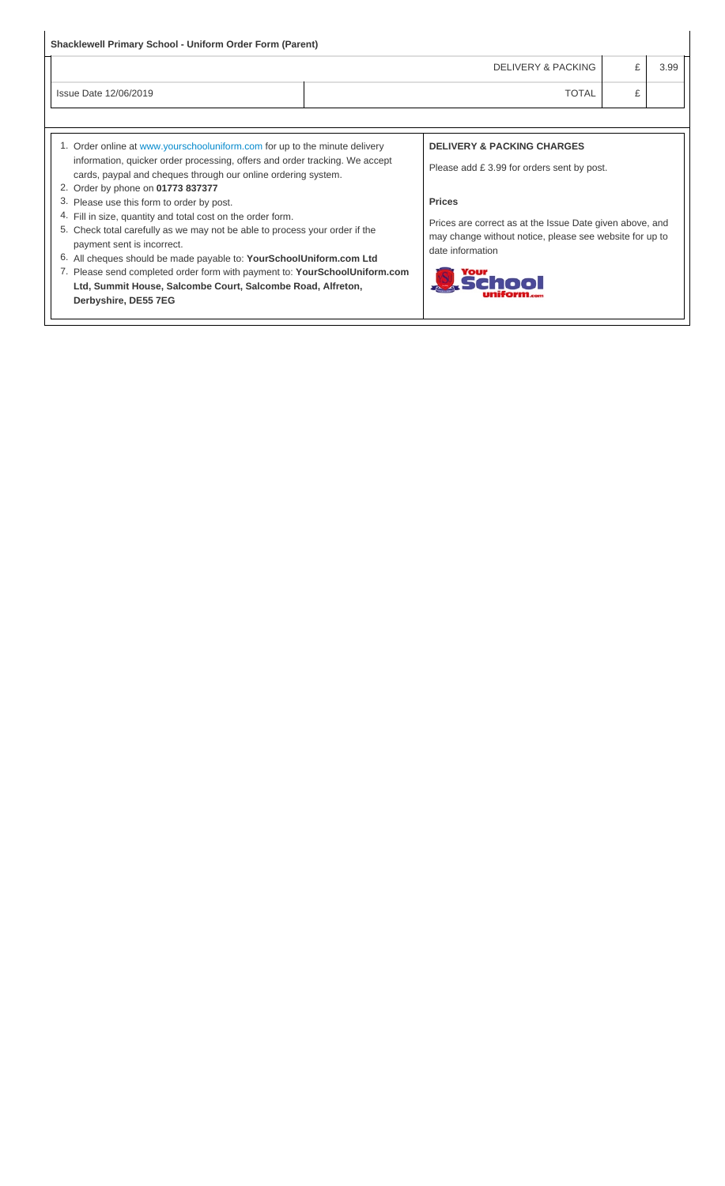**Shacklewell Primary School - Uniform Order Form (Parent)**

| | | | |
|---|---|---|---|
| | DELIVERY & PACKING | £ | 3.99 |
| Issue Date 12/06/2019 | TOTAL | £ | |

1. Order online at www.yourschooluniform.com for up to the minute delivery information, quicker order processing, offers and order tracking. We accept cards, paypal and cheques through our online ordering system.
2. Order by phone on **01773 837377**
3. Please use this form to order by post.
4. Fill in size, quantity and total cost on the order form.
5. Check total carefully as we may not be able to process your order if the payment sent is incorrect.
6. All cheques should be made payable to: **YourSchoolUniform.com Ltd**
7. Please send completed order form with payment to: **YourSchoolUniform.com Ltd, Summit House, Salcombe Court, Salcombe Road, Alfreton, Derbyshire, DE55 7EG**

**DELIVERY & PACKING CHARGES**

Please add £ 3.99 for orders sent by post.

**Prices**

Prices are correct as at the Issue Date given above, and may change without notice, please see website for up to date information